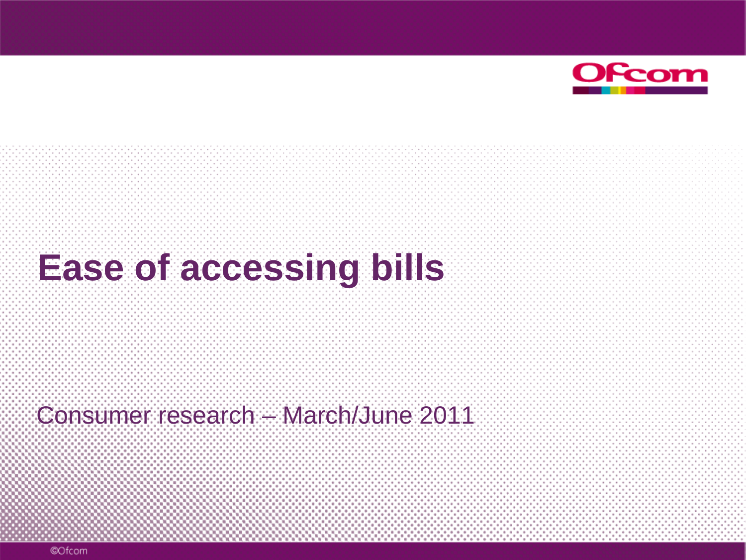# Ease of accessing bills

Consumer research – March/June 2011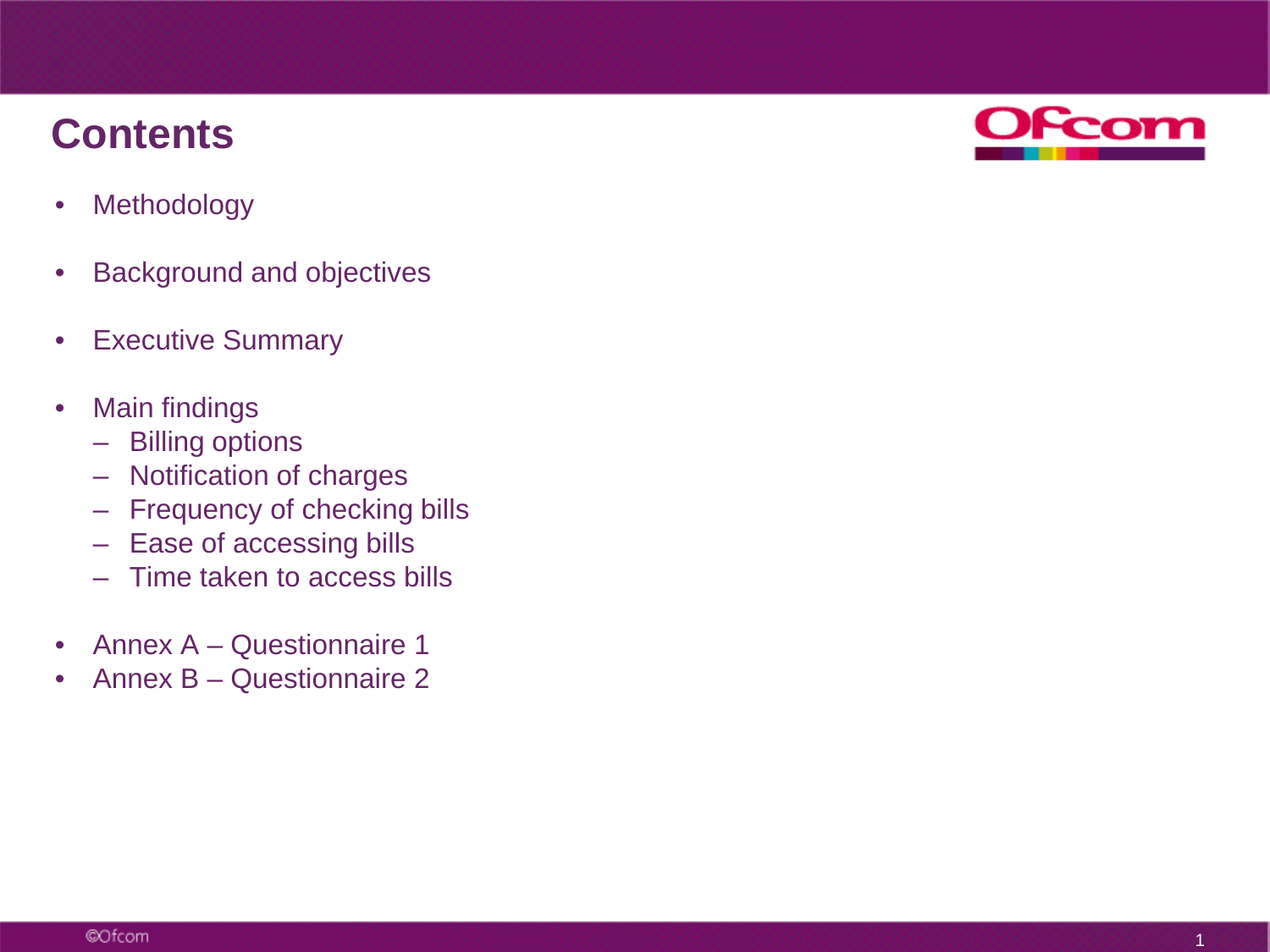# Contents

- Methodology
- Background and objectives
- Executive Summary
- Main findings
  - Billing options
  - Notification of charges
  - Frequency of checking bills
  - Ease of accessing bills
  - Time taken to access bills
- Annex A – Questionnaire 1
- Annex B – Questionnaire 2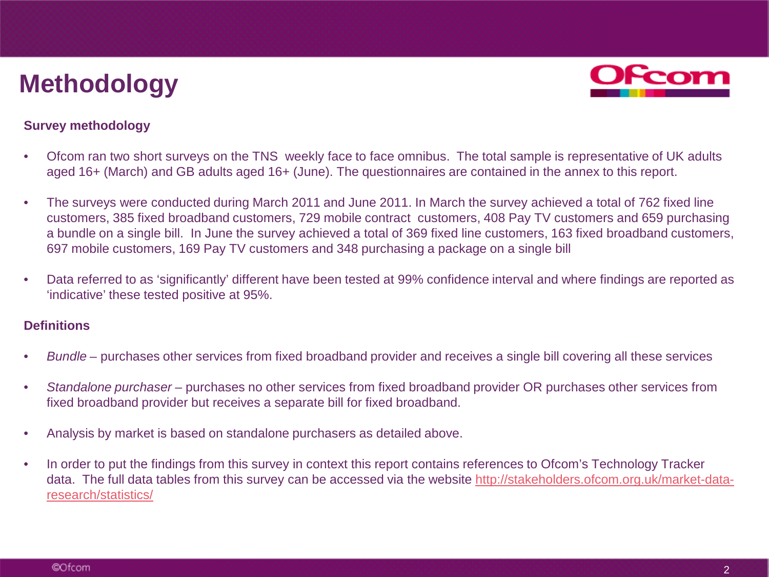# Methodology

### Survey methodology

- Ofcom ran two short surveys on the TNS weekly face to face omnibus. The total sample is representative of UK adults aged 16+ (March) and GB adults aged 16+ (June). The questionnaires are contained in the annex to this report.
- The surveys were conducted during March 2011 and June 2011. In March the survey achieved a total of 762 fixed line customers, 385 fixed broadband customers, 729 mobile contract customers, 408 Pay TV customers and 659 purchasing a bundle on a single bill. In June the survey achieved a total of 369 fixed line customers, 163 fixed broadband customers, 697 mobile customers, 169 Pay TV customers and 348 purchasing a package on a single bill
- Data referred to as 'significantly' different have been tested at 99% confidence interval and where findings are reported as 'indicative' these tested positive at 95%.

### Definitions

- *Bundle* – purchases other services from fixed broadband provider and receives a single bill covering all these services
- *Standalone purchaser* – purchases no other services from fixed broadband provider OR purchases other services from fixed broadband provider but receives a separate bill for fixed broadband.
- Analysis by market is based on standalone purchasers as detailed above.
- In order to put the findings from this survey in context this report contains references to Ofcom's Technology Tracker data. The full data tables from this survey can be accessed via the website [http://stakeholders.ofcom.org.uk/market-data-research/statistics/](http://stakeholders.ofcom.org.uk/market-data-research/statistics/)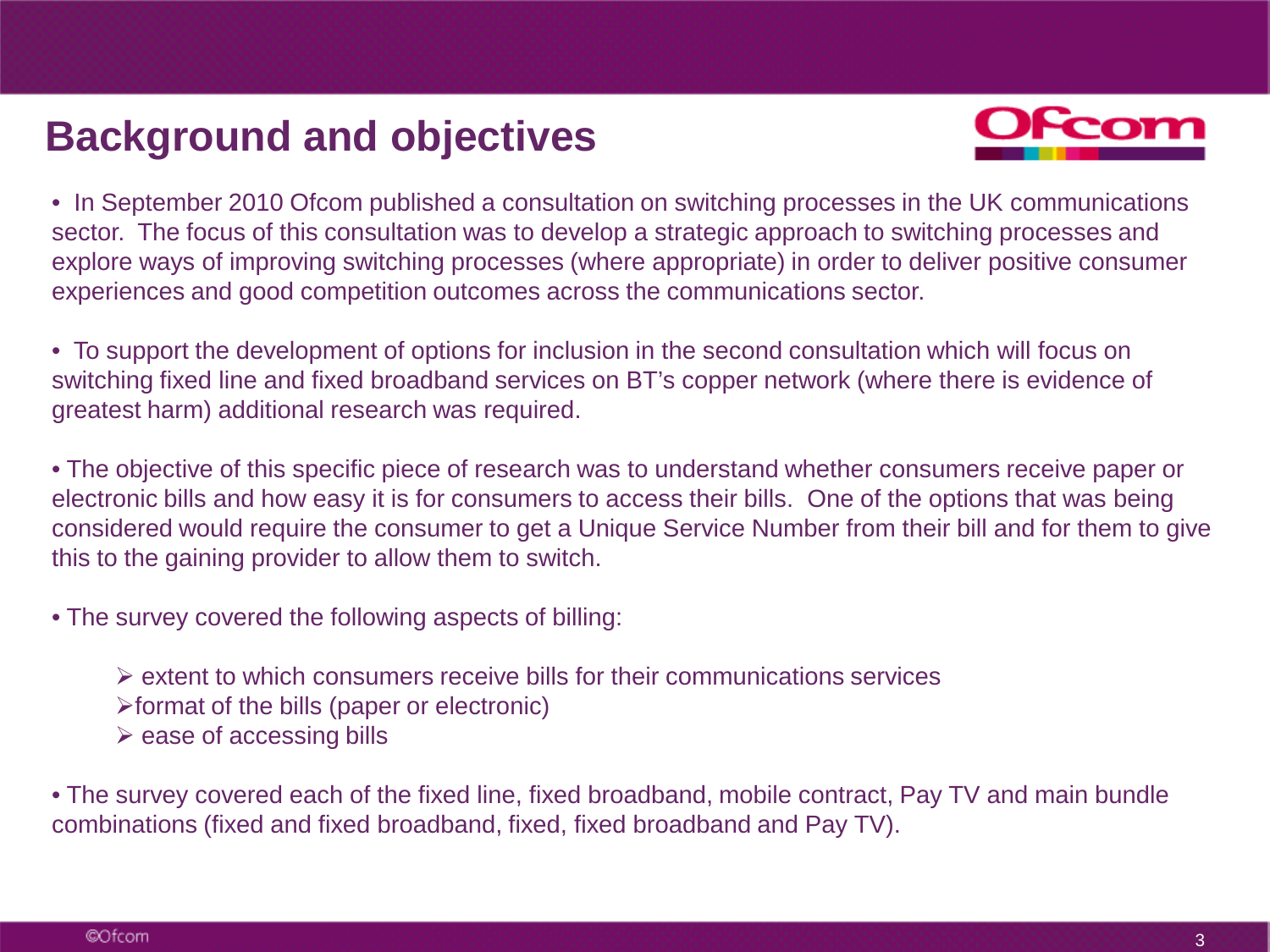# Background and objectives

- In September 2010 Ofcom published a consultation on switching processes in the UK communications sector. The focus of this consultation was to develop a strategic approach to switching processes and explore ways of improving switching processes (where appropriate) in order to deliver positive consumer experiences and good competition outcomes across the communications sector.

- To support the development of options for inclusion in the second consultation which will focus on switching fixed line and fixed broadband services on BT's copper network (where there is evidence of greatest harm) additional research was required.

- The objective of this specific piece of research was to understand whether consumers receive paper or electronic bills and how easy it is for consumers to access their bills. One of the options that was being considered would require the consumer to get a Unique Service Number from their bill and for them to give this to the gaining provider to allow them to switch.

- The survey covered the following aspects of billing:

  - extent to which consumers receive bills for their communications services
  - format of the bills (paper or electronic)
  - ease of accessing bills

- The survey covered each of the fixed line, fixed broadband, mobile contract, Pay TV and main bundle combinations (fixed and fixed broadband, fixed, fixed broadband and Pay TV).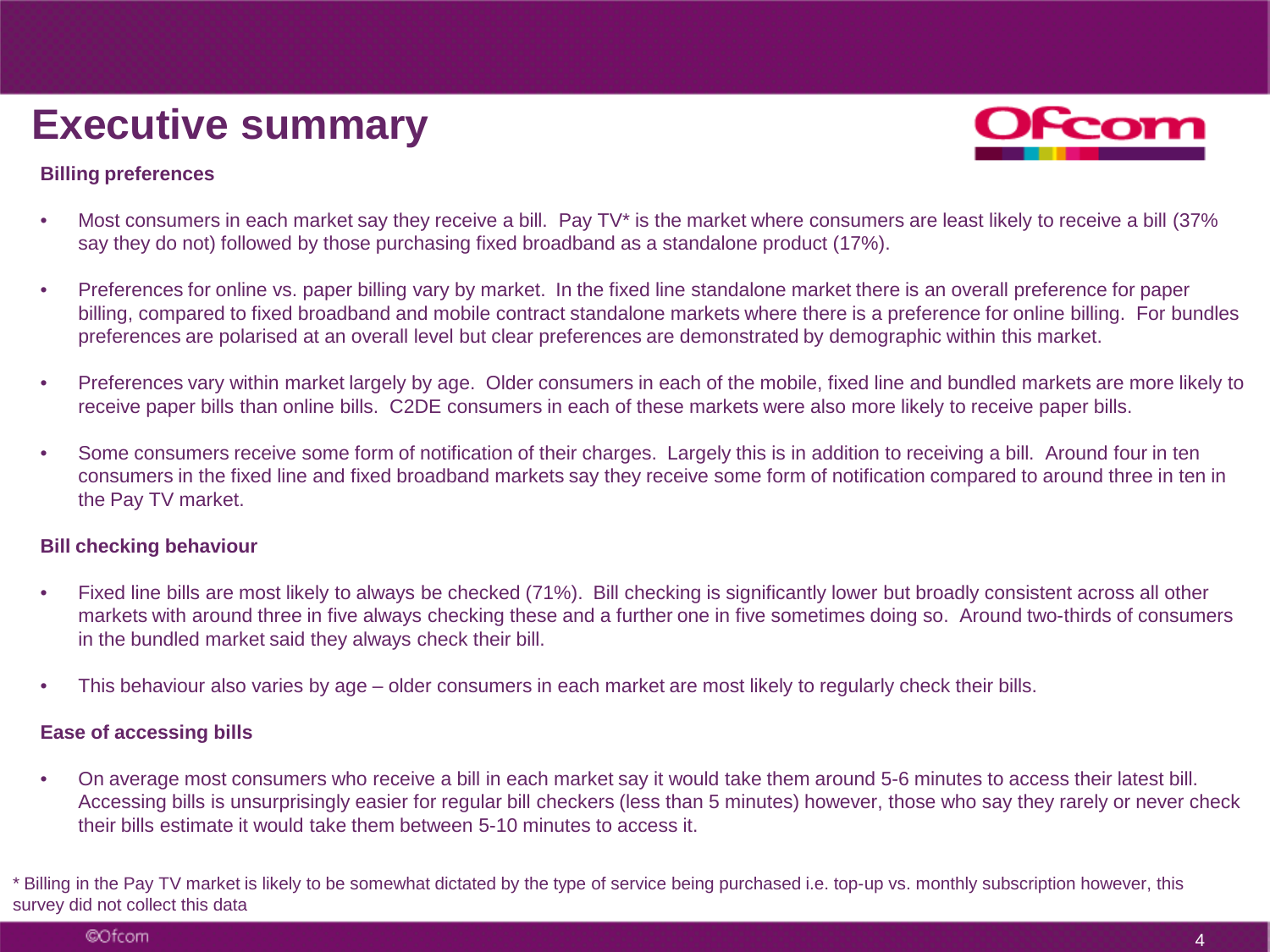# Executive summary

### Billing preferences

- Most consumers in each market say they receive a bill. Pay TV* is the market where consumers are least likely to receive a bill (37% say they do not) followed by those purchasing fixed broadband as a standalone product (17%).
- Preferences for online vs. paper billing vary by market. In the fixed line standalone market there is an overall preference for paper billing, compared to fixed broadband and mobile contract standalone markets where there is a preference for online billing. For bundles preferences are polarised at an overall level but clear preferences are demonstrated by demographic within this market.
- Preferences vary within market largely by age. Older consumers in each of the mobile, fixed line and bundled markets are more likely to receive paper bills than online bills. C2DE consumers in each of these markets were also more likely to receive paper bills.
- Some consumers receive some form of notification of their charges. Largely this is in addition to receiving a bill. Around four in ten consumers in the fixed line and fixed broadband markets say they receive some form of notification compared to around three in ten in the Pay TV market.

### Bill checking behaviour

- Fixed line bills are most likely to always be checked (71%). Bill checking is significantly lower but broadly consistent across all other markets with around three in five always checking these and a further one in five sometimes doing so. Around two-thirds of consumers in the bundled market said they always check their bill.
- This behaviour also varies by age – older consumers in each market are most likely to regularly check their bills.

### Ease of accessing bills

- On average most consumers who receive a bill in each market say it would take them around 5-6 minutes to access their latest bill. Accessing bills is unsurprisingly easier for regular bill checkers (less than 5 minutes) however, those who say they rarely or never check their bills estimate it would take them between 5-10 minutes to access it.

* Billing in the Pay TV market is likely to be somewhat dictated by the type of service being purchased i.e. top-up vs. monthly subscription however, this survey did not collect this data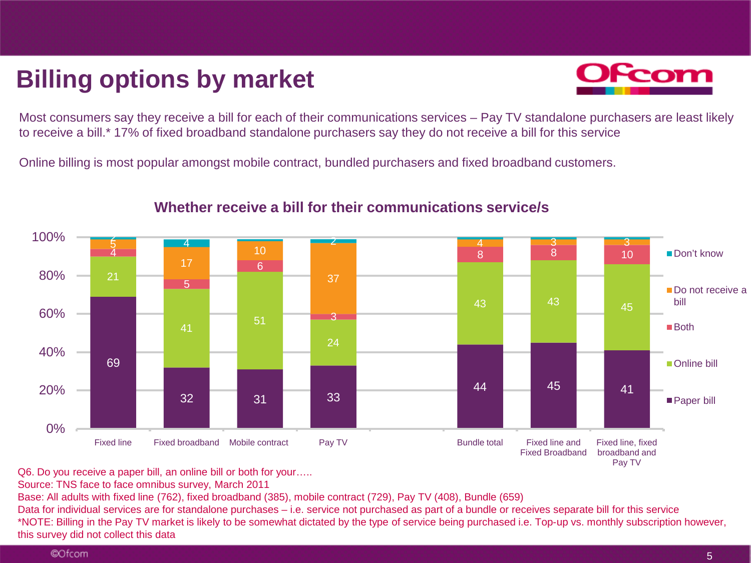# Billing options by market

Most consumers say they receive a bill for each of their communications services – Pay TV standalone purchasers are least likely to receive a bill.* 17% of fixed broadband standalone purchasers say they do not receive a bill for this service

Online billing is most popular amongst mobile contract, bundled purchasers and fixed broadband customers.

## Whether receive a bill for their communications service/s

| | Paper bill | Online bill | Both | Do not receive a bill | Don't know |
|---|---|---|---|---|---|
| Fixed line | 69 | 21 | 4 | 5 | 2 |
| Fixed broadband | 32 | 41 | 5 | 17 | 4 |
| Mobile contract | 31 | 51 | 6 | 10 | |
| Pay TV | 33 | 24 | 3 | 37 | 2 |
| Bundle total | 44 | 43 | 8 | 4 | |
| Fixed line and Fixed Broadband | 45 | 43 | 8 | 3 | |
| Fixed line, fixed broadband and Pay TV | 41 | 45 | 10 | 3 | |

Q6. Do you receive a paper bill, an online bill or both for your…..
Source: TNS face to face omnibus survey, March 2011
Base: All adults with fixed line (762), fixed broadband (385), mobile contract (729), Pay TV (408), Bundle (659)
Data for individual services are for standalone purchases – i.e. service not purchased as part of a bundle or receives separate bill for this service
*NOTE: Billing in the Pay TV market is likely to be somewhat dictated by the type of service being purchased i.e. Top-up vs. monthly subscription however, this survey did not collect this data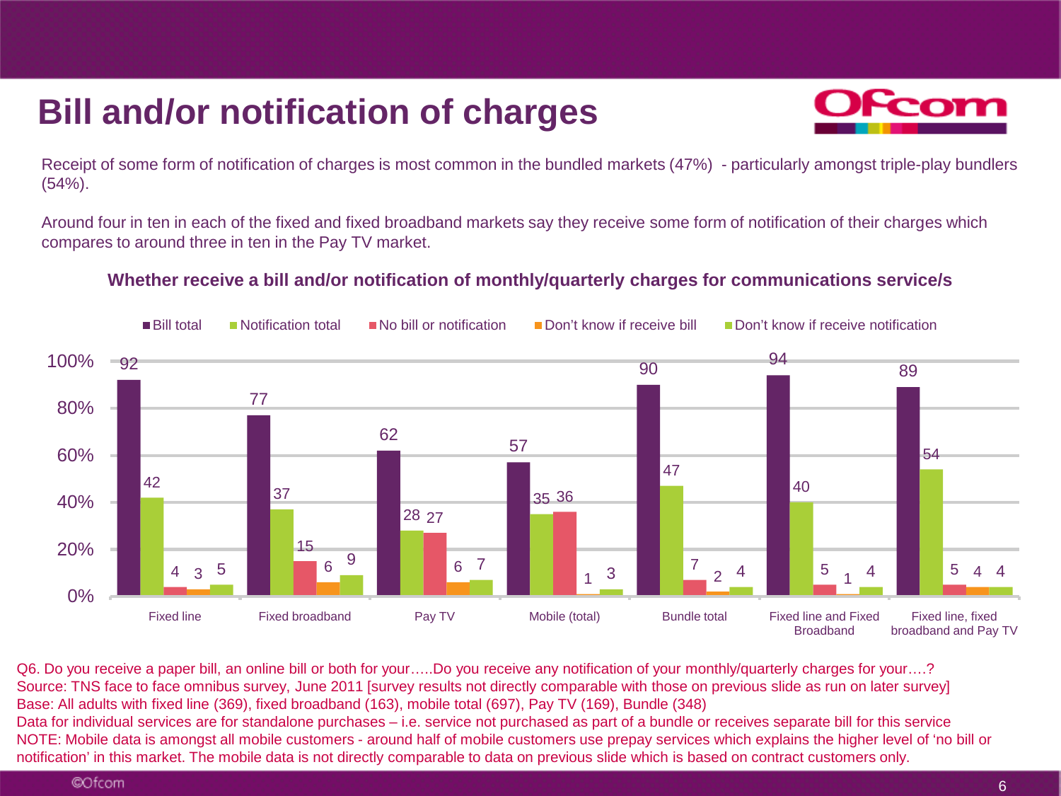# Bill and/or notification of charges

Receipt of some form of notification of charges is most common in the bundled markets (47%) - particularly amongst triple-play bundlers (54%).

Around four in ten in each of the fixed and fixed broadband markets say they receive some form of notification of their charges which compares to around three in ten in the Pay TV market.

**Whether receive a bill and/or notification of monthly/quarterly charges for communications service/s**

| | Bill total | Notification total | No bill or notification | Don't know if receive bill | Don't know if receive notification |
|---|---|---|---|---|---|
| Fixed line | 92 | 42 | 4 | 3 | 5 |
| Fixed broadband | 77 | 37 | 15 | 6 | 9 |
| Pay TV | 62 | 28 | 27 | 6 | 7 |
| Mobile (total) | 57 | 35 | 36 | 1 | 3 |
| Bundle total | 90 | 47 | 7 | 2 | 4 |
| Fixed line and Fixed Broadband | 94 | 40 | 5 | 1 | 4 |
| Fixed line, fixed broadband and Pay TV | 89 | 54 | 5 | 4 | 4 |

Q6. Do you receive a paper bill, an online bill or both for your…..Do you receive any notification of your monthly/quarterly charges for your….?
Source: TNS face to face omnibus survey, June 2011 [survey results not directly comparable with those on previous slide as run on later survey]
Base: All adults with fixed line (369), fixed broadband (163), mobile total (697), Pay TV (169), Bundle (348)
Data for individual services are for standalone purchases – i.e. service not purchased as part of a bundle or receives separate bill for this service
NOTE: Mobile data is amongst all mobile customers - around half of mobile customers use prepay services which explains the higher level of 'no bill or notification' in this market. The mobile data is not directly comparable to data on previous slide which is based on contract customers only.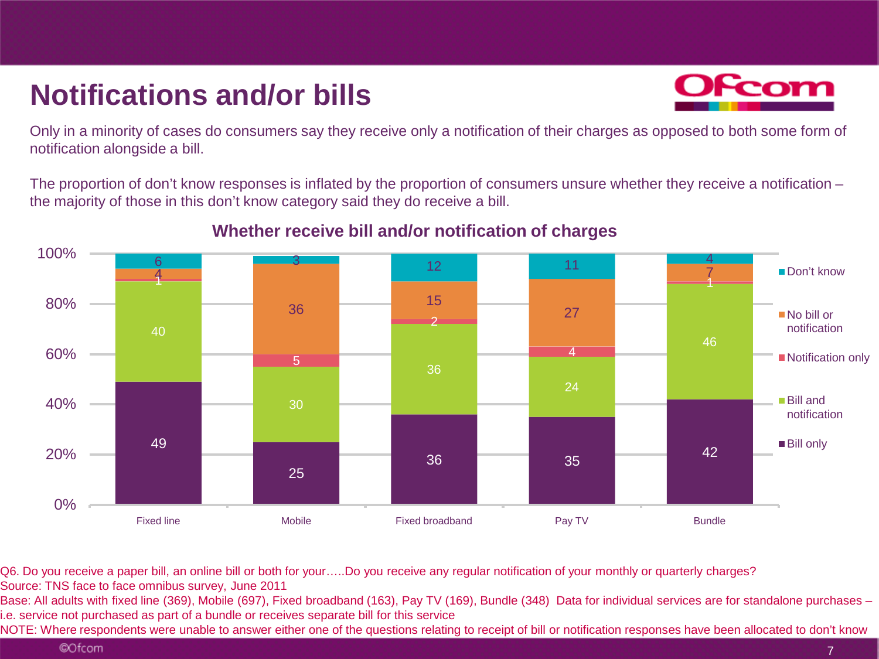# Notifications and/or bills

Only in a minority of cases do consumers say they receive only a notification of their charges as opposed to both some form of notification alongside a bill.

The proportion of don't know responses is inflated by the proportion of consumers unsure whether they receive a notification – the majority of those in this don't know category said they do receive a bill.

**Whether receive bill and/or notification of charges**

| | Fixed line | Mobile | Fixed broadband | Pay TV | Bundle |
|---|---|---|---|---|---|
| Don't know | 6 | 3 | 12 | 11 | 4 |
| No bill or notification | 4 | 36 | 15 | 27 | 7 |
| Notification only | 1 | 5 | 2 | 4 | 1 |
| Bill and notification | 40 | 30 | 36 | 24 | 46 |
| Bill only | 49 | 25 | 36 | 35 | 42 |

Q6. Do you receive a paper bill, an online bill or both for your…..Do you receive any regular notification of your monthly or quarterly charges?
Source: TNS face to face omnibus survey, June 2011
Base: All adults with fixed line (369), Mobile (697), Fixed broadband (163), Pay TV (169), Bundle (348) Data for individual services are for standalone purchases – i.e. service not purchased as part of a bundle or receives separate bill for this service
NOTE: Where respondents were unable to answer either one of the questions relating to receipt of bill or notification responses have been allocated to don't know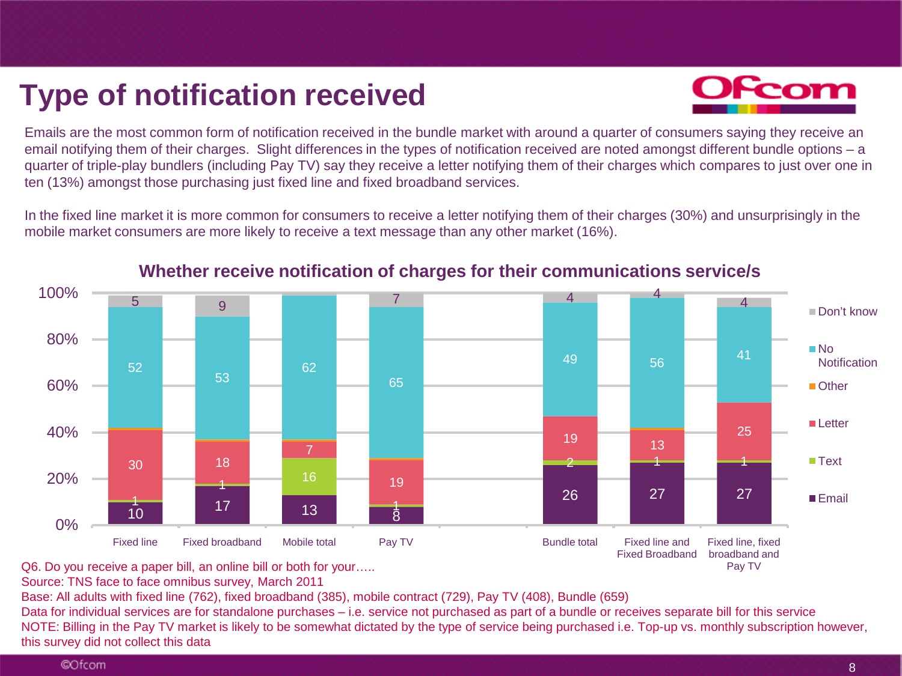# Type of notification received

Emails are the most common form of notification received in the bundle market with around a quarter of consumers saying they receive an email notifying them of their charges. Slight differences in the types of notification received are noted amongst different bundle options – a quarter of triple-play bundlers (including Pay TV) say they receive a letter notifying them of their charges which compares to just over one in ten (13%) amongst those purchasing just fixed line and fixed broadband services.

In the fixed line market it is more common for consumers to receive a letter notifying them of their charges (30%) and unsurprisingly in the mobile market consumers are more likely to receive a text message than any other market (16%).

## Whether receive notification of charges for their communications service/s

| | Email | Text | Letter | Other | No Notification | Don't know |
|---|---|---|---|---|---|---|
| Fixed line | 10 | 1 | 30 | | 52 | 5 |
| Fixed broadband | 17 | 1 | 18 | | 53 | 9 |
| Mobile total | 13 | 16 | 7 | | 62 | |
| Pay TV | 8 | 1 | 19 | | 65 | 7 |
| Bundle total | 26 | 2 | 19 | | 49 | 4 |
| Fixed line and Fixed Broadband | 27 | 1 | 13 | | 56 | 4 |
| Fixed line, fixed broadband and Pay TV | 27 | 1 | 25 | | 41 | 4 |

Q6. Do you receive a paper bill, an online bill or both for your…..
Source: TNS face to face omnibus survey, March 2011
Base: All adults with fixed line (762), fixed broadband (385), mobile contract (729), Pay TV (408), Bundle (659)
Data for individual services are for standalone purchases – i.e. service not purchased as part of a bundle or receives separate bill for this service
NOTE: Billing in the Pay TV market is likely to be somewhat dictated by the type of service being purchased i.e. Top-up vs. monthly subscription however, this survey did not collect this data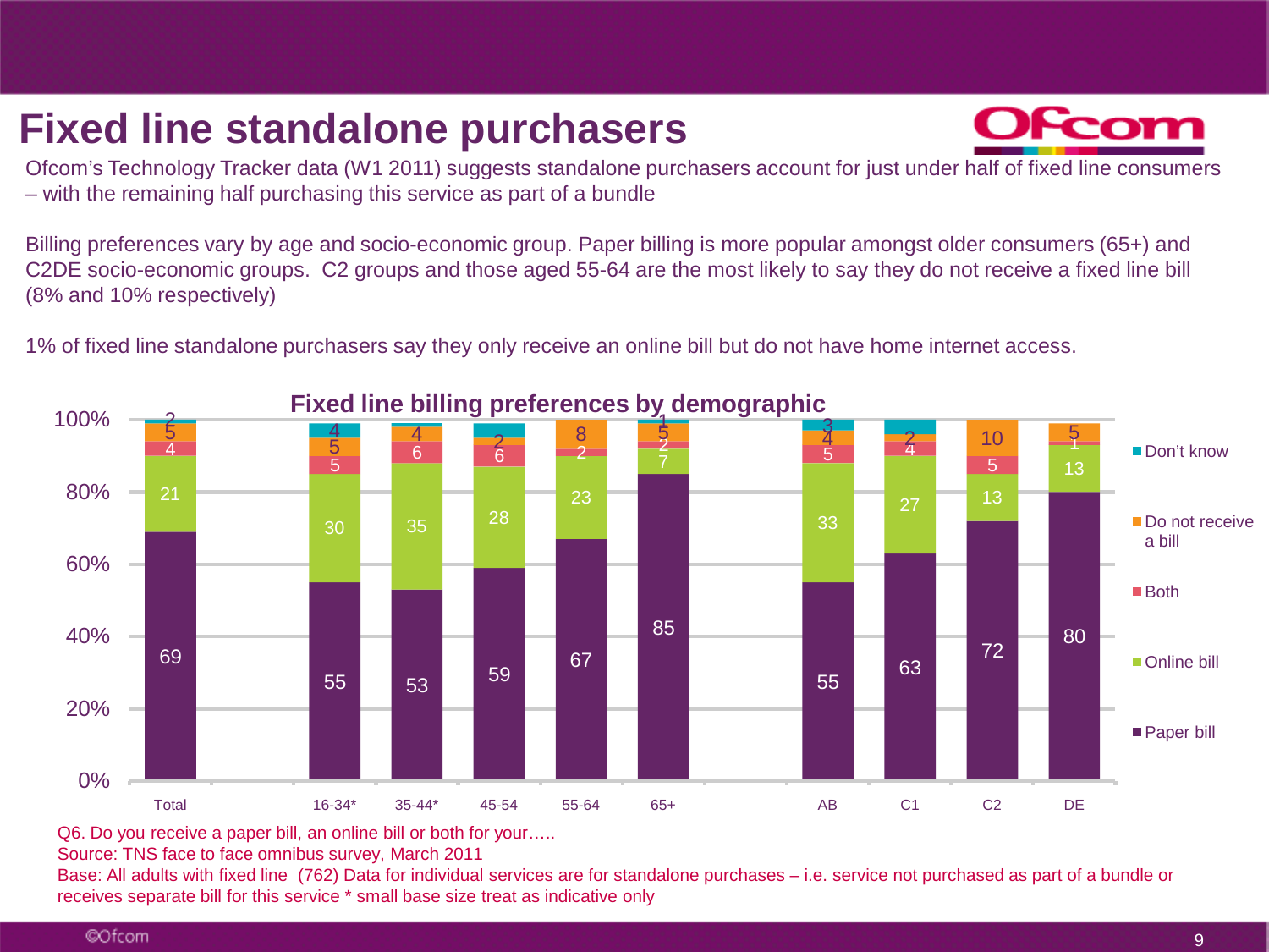# Fixed line standalone purchasers

Ofcom's Technology Tracker data (W1 2011) suggests standalone purchasers account for just under half of fixed line consumers – with the remaining half purchasing this service as part of a bundle

Billing preferences vary by age and socio-economic group. Paper billing is more popular amongst older consumers (65+) and C2DE socio-economic groups. C2 groups and those aged 55-64 are the most likely to say they do not receive a fixed line bill (8% and 10% respectively)

1% of fixed line standalone purchasers say they only receive an online bill but do not have home internet access.

**Fixed line billing preferences by demographic**

| | Total | 16-34* | 35-44* | 45-54 | 55-64 | 65+ | AB | C1 | C2 | DE |
|---|---|---|---|---|---|---|---|---|---|---|
| Paper bill | 69 | 55 | 53 | 59 | 67 | 85 | 55 | 63 | 72 | 80 |
| Online bill | 21 | 30 | 35 | 28 | 23 | 7 | 33 | 27 | 13 | 13 |
| Both | 4 | 5 | 6 | 6 | 2 | 2 | 5 | 4 | 5 | 1 |
| Do not receive a bill | 5 | 5 | 4 | 2 | 8 | 5 | 4 | 2 | 10 | 5 |
| Don't know | 2 | 4 | | | | 1 | 3 | | | |

Q6. Do you receive a paper bill, an online bill or both for your…..

Source: TNS face to face omnibus survey, March 2011

Base: All adults with fixed line (762) Data for individual services are for standalone purchases – i.e. service not purchased as part of a bundle or receives separate bill for this service * small base size treat as indicative only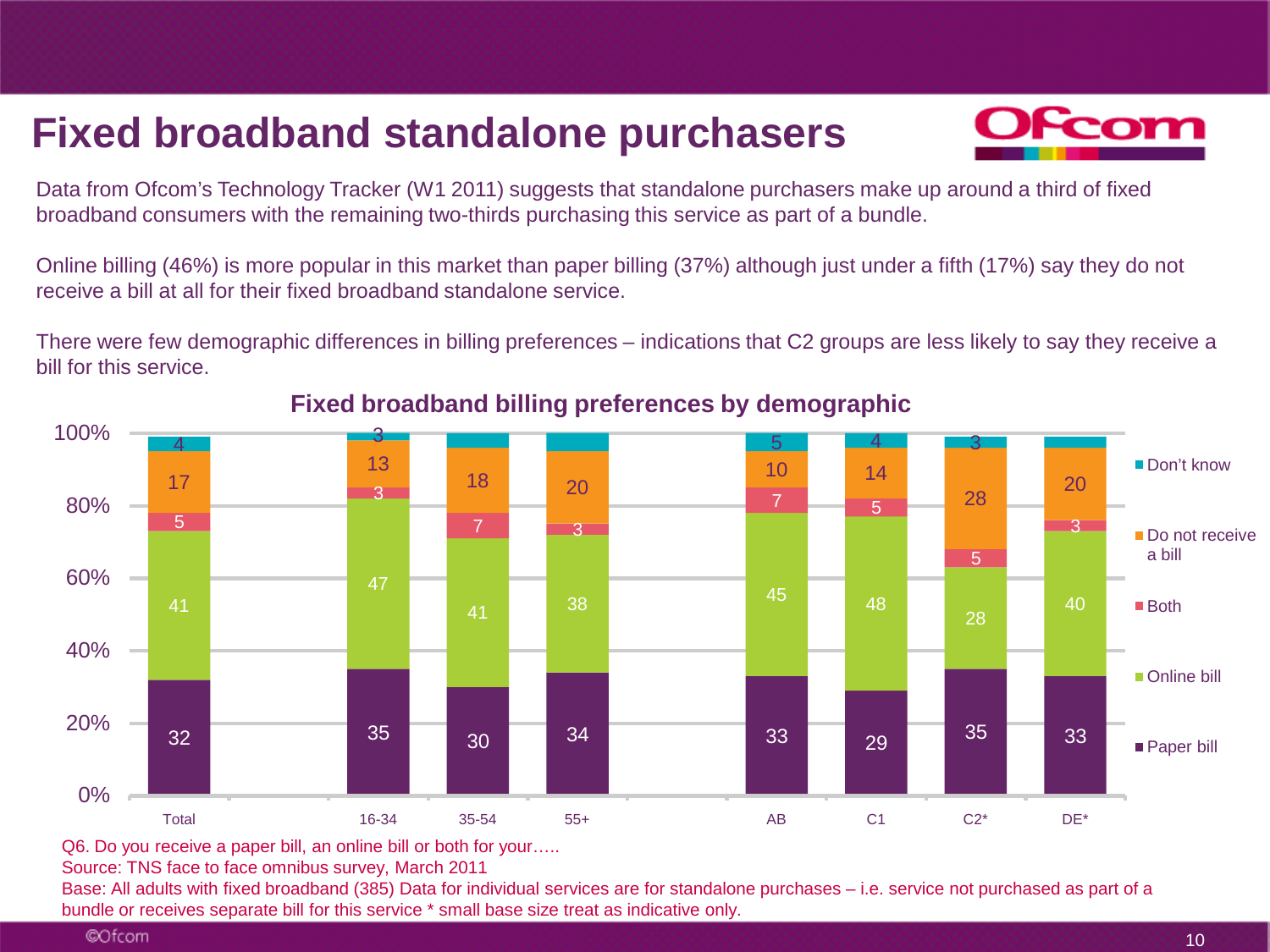# Fixed broadband standalone purchasers

Data from Ofcom's Technology Tracker (W1 2011) suggests that standalone purchasers make up around a third of fixed broadband consumers with the remaining two-thirds purchasing this service as part of a bundle.

Online billing (46%) is more popular in this market than paper billing (37%) although just under a fifth (17%) say they do not receive a bill at all for their fixed broadband standalone service.

There were few demographic differences in billing preferences – indications that C2 groups are less likely to say they receive a bill for this service.

## Fixed broadband billing preferences by demographic

| | Total | 16-34 | 35-54 | 55+ | AB | C1 | C2* | DE* |
|---|---|---|---|---|---|---|---|---|
| Don't know | 4 | 3 | | | 5 | 4 | 3 | |
| Do not receive a bill | 17 | 13 | 18 | 20 | 10 | 14 | 28 | 20 |
| Both | 5 | 3 | 7 | 3 | 7 | 5 | 5 | 3 |
| Online bill | 41 | 47 | 41 | 38 | 45 | 48 | 28 | 40 |
| Paper bill | 32 | 35 | 30 | 34 | 33 | 29 | 35 | 33 |

Q6. Do you receive a paper bill, an online bill or both for your…..

Source: TNS face to face omnibus survey, March 2011

Base: All adults with fixed broadband (385) Data for individual services are for standalone purchases – i.e. service not purchased as part of a bundle or receives separate bill for this service * small base size treat as indicative only.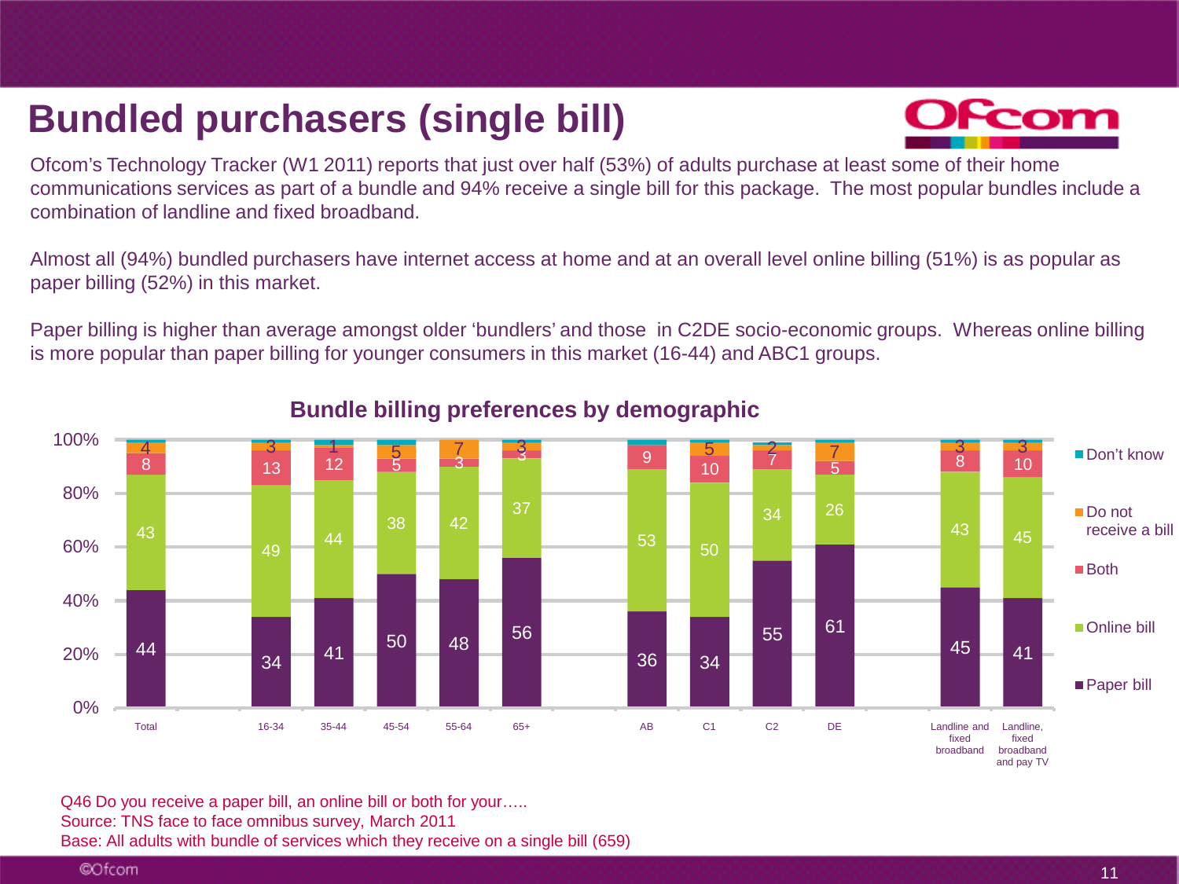# Bundled purchasers (single bill)

Ofcom's Technology Tracker (W1 2011) reports that just over half (53%) of adults purchase at least some of their home communications services as part of a bundle and 94% receive a single bill for this package. The most popular bundles include a combination of landline and fixed broadband.

Almost all (94%) bundled purchasers have internet access at home and at an overall level online billing (51%) is as popular as paper billing (52%) in this market.

Paper billing is higher than average amongst older 'bundlers' and those in C2DE socio-economic groups. Whereas online billing is more popular than paper billing for younger consumers in this market (16-44) and ABC1 groups.

## Bundle billing preferences by demographic

| | Paper bill | Online bill | Both | Do not receive a bill | Don't know |
|---|---|---|---|---|---|
| Total | 44 | 43 | 8 | 4 | |
| 16-34 | 34 | 49 | 13 | 3 | |
| 35-44 | 41 | 44 | 12 | 1 | |
| 45-54 | 50 | 38 | 5 | 5 | |
| 55-64 | 48 | 42 | 3 | 7 | |
| 65+ | 56 | 37 | 3 | 3 | |
| AB | 36 | 53 | 9 | | |
| C1 | 34 | 50 | 10 | 5 | |
| C2 | 55 | 34 | 7 | 2 | |
| DE | 61 | 26 | 5 | 7 | |
| Landline and fixed broadband | 45 | 43 | 8 | 3 | |
| Landline, fixed broadband and pay TV | 41 | 45 | 10 | 3 | |

Q46 Do you receive a paper bill, an online bill or both for your…..
Source: TNS face to face omnibus survey, March 2011
Base: All adults with bundle of services which they receive on a single bill (659)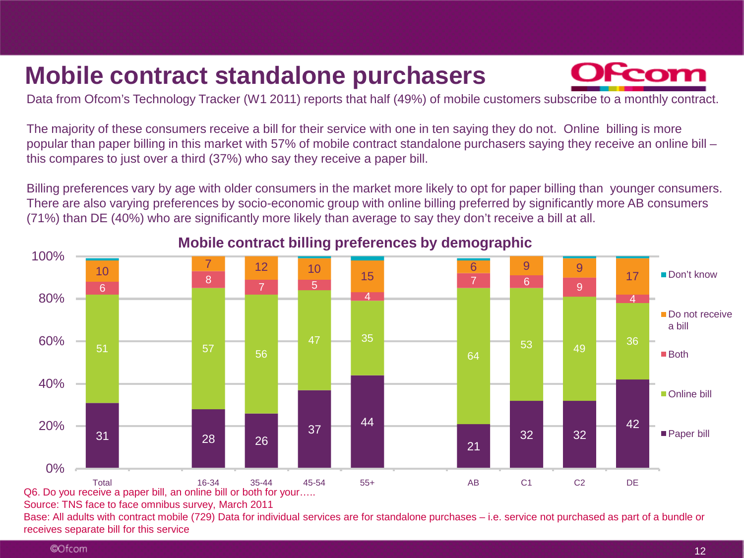# Mobile contract standalone purchasers

Data from Ofcom's Technology Tracker (W1 2011) reports that half (49%) of mobile customers subscribe to a monthly contract.

The majority of these consumers receive a bill for their service with one in ten saying they do not. Online billing is more popular than paper billing in this market with 57% of mobile contract standalone purchasers saying they receive an online bill – this compares to just over a third (37%) who say they receive a paper bill.

Billing preferences vary by age with older consumers in the market more likely to opt for paper billing than younger consumers. There are also varying preferences by socio-economic group with online billing preferred by significantly more AB consumers (71%) than DE (40%) who are significantly more likely than average to say they don't receive a bill at all.

## Mobile contract billing preferences by demographic

| | Total | 16-34 | 35-44 | 45-54 | 55+ | AB | C1 | C2 | DE |
|---|---|---|---|---|---|---|---|---|---|
| Paper bill | 31 | 28 | 26 | 37 | 44 | 21 | 32 | 32 | 42 |
| Online bill | 51 | 57 | 56 | 47 | 35 | 64 | 53 | 49 | 36 |
| Both | 6 | 8 | 7 | 5 | 4 | 7 | 6 | 9 | 4 |
| Do not receive a bill | 10 | 7 | 12 | 10 | 15 | 6 | 9 | 9 | 17 |
| Don't know | | | | | | | | | |

Q6. Do you receive a paper bill, an online bill or both for your…..

Source: TNS face to face omnibus survey, March 2011

Base: All adults with contract mobile (729) Data for individual services are for standalone purchases – i.e. service not purchased as part of a bundle or receives separate bill for this service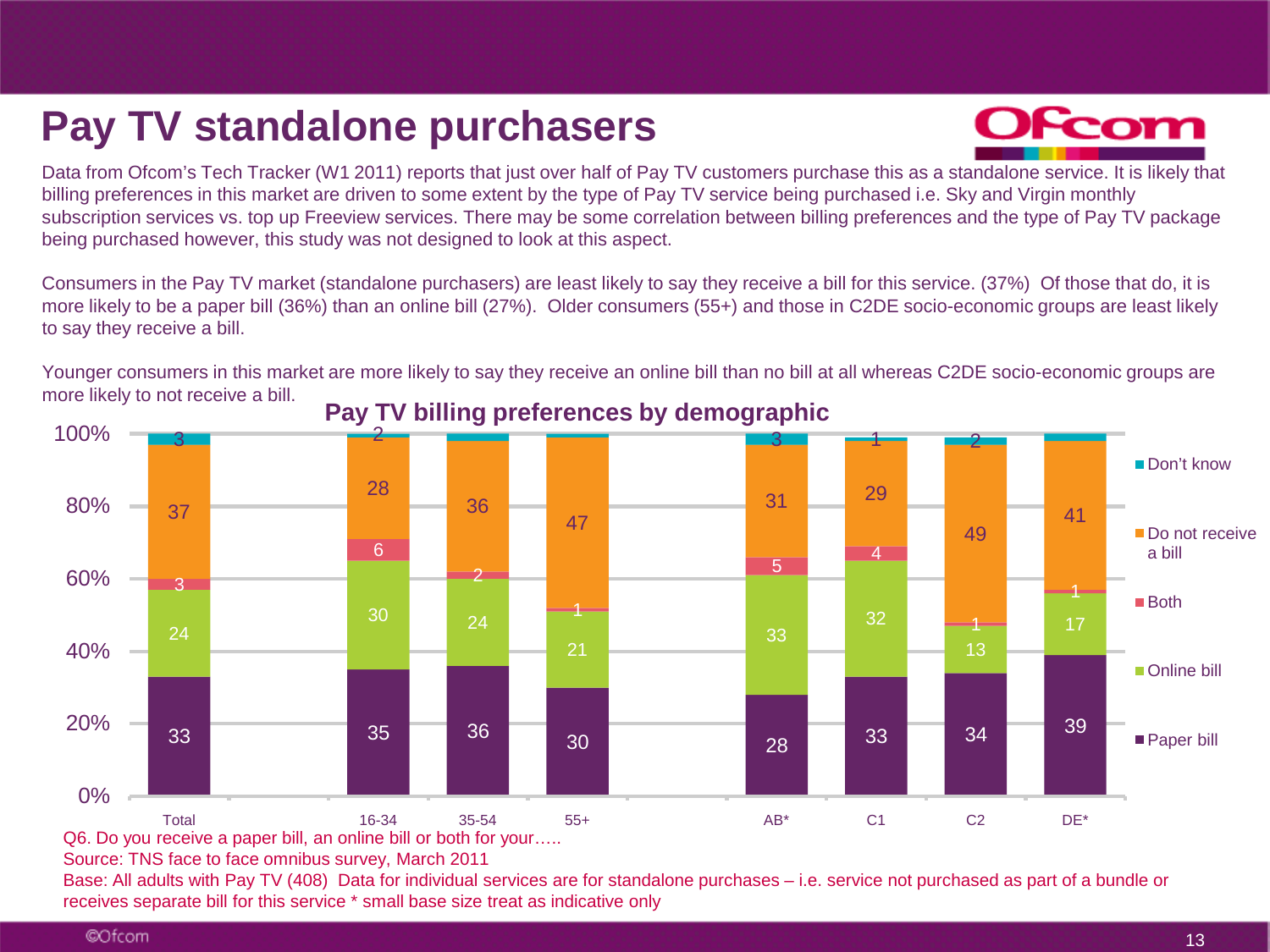# Pay TV standalone purchasers

Data from Ofcom's Tech Tracker (W1 2011) reports that just over half of Pay TV customers purchase this as a standalone service. It is likely that billing preferences in this market are driven to some extent by the type of Pay TV service being purchased i.e. Sky and Virgin monthly subscription services vs. top up Freeview services. There may be some correlation between billing preferences and the type of Pay TV package being purchased however, this study was not designed to look at this aspect.

Consumers in the Pay TV market (standalone purchasers) are least likely to say they receive a bill for this service. (37%) Of those that do, it is more likely to be a paper bill (36%) than an online bill (27%). Older consumers (55+) and those in C2DE socio-economic groups are least likely to say they receive a bill.

Younger consumers in this market are more likely to say they receive an online bill than no bill at all whereas C2DE socio-economic groups are more likely to not receive a bill.

**Pay TV billing preferences by demographic**

| | Total | 16-34 | 35-54 | 55+ | AB* | C1 | C2 | DE* |
|---|---|---|---|---|---|---|---|---|
| Paper bill | 33 | 35 | 36 | 30 | 28 | 33 | 34 | 39 |
| Online bill | 24 | 30 | 24 | 21 | 33 | 32 | 13 | 17 |
| Both | 3 | 6 | 2 | 1 | 5 | 4 | 1 | 1 |
| Do not receive a bill | 37 | 28 | 36 | 47 | 31 | 29 | 49 | 41 |
| Don't know | 3 | 2 | | | 3 | 1 | 2 | |

Q6. Do you receive a paper bill, an online bill or both for your…..

Source: TNS face to face omnibus survey, March 2011

Base: All adults with Pay TV (408) Data for individual services are for standalone purchases – i.e. service not purchased as part of a bundle or receives separate bill for this service * small base size treat as indicative only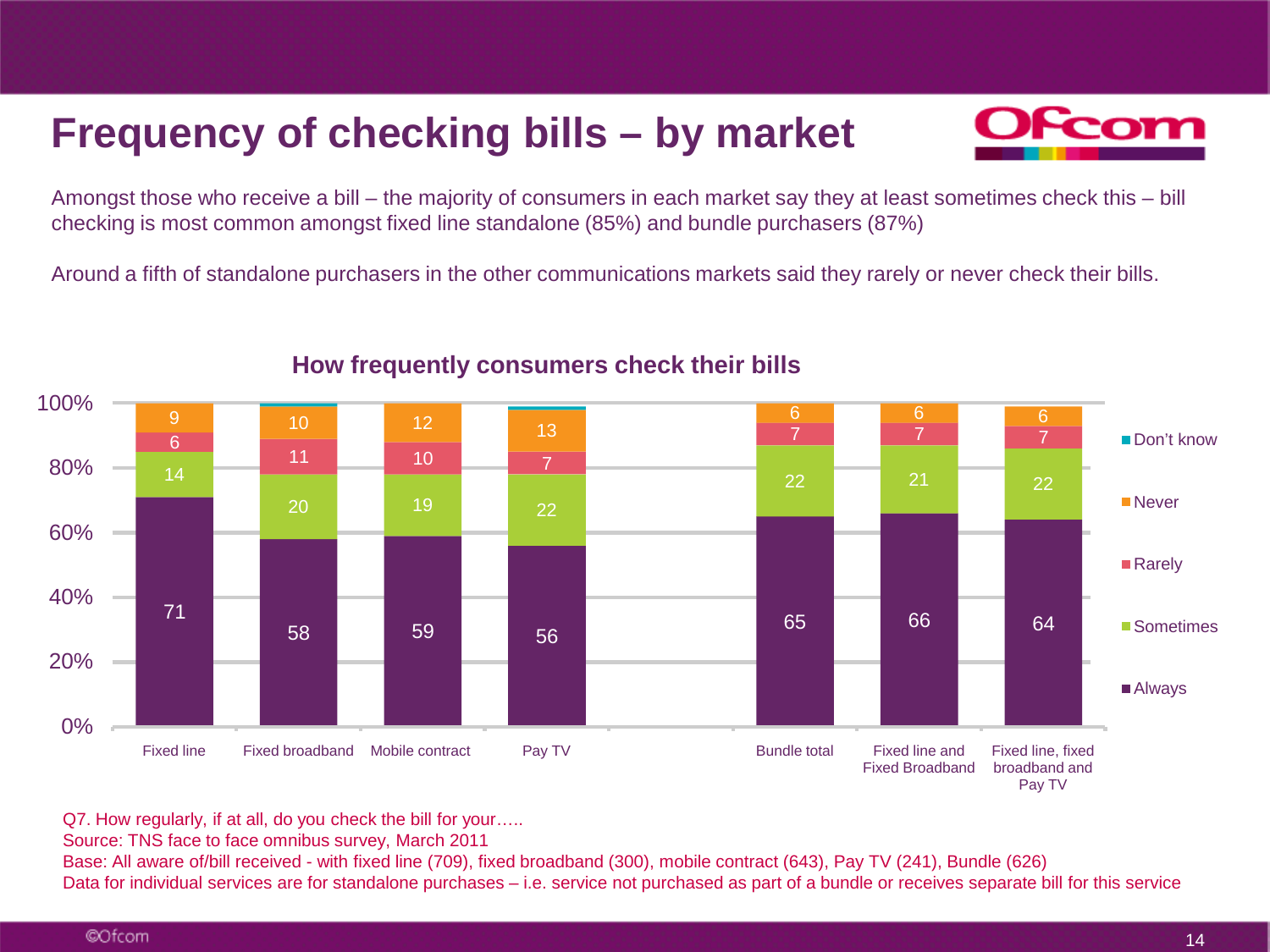# Frequency of checking bills – by market

Amongst those who receive a bill – the majority of consumers in each market say they at least sometimes check this – bill checking is most common amongst fixed line standalone (85%) and bundle purchasers (87%)

Around a fifth of standalone purchasers in the other communications markets said they rarely or never check their bills.

## How frequently consumers check their bills

| | Always | Sometimes | Rarely | Never | Don't know |
|---|---|---|---|---|---|
| Fixed line | 71 | 14 | 6 | 9 | |
| Fixed broadband | 58 | 20 | 11 | 10 | |
| Mobile contract | 59 | 19 | 10 | 12 | |
| Pay TV | 56 | 22 | 7 | 13 | |
| Bundle total | 65 | 22 | 7 | 6 | |
| Fixed line and Fixed Broadband | 66 | 21 | 7 | 6 | |
| Fixed line, fixed broadband and Pay TV | 64 | 22 | 7 | 6 | |

Q7. How regularly, if at all, do you check the bill for your…..
Source: TNS face to face omnibus survey, March 2011
Base: All aware of/bill received - with fixed line (709), fixed broadband (300), mobile contract (643), Pay TV (241), Bundle (626)
Data for individual services are for standalone purchases – i.e. service not purchased as part of a bundle or receives separate bill for this service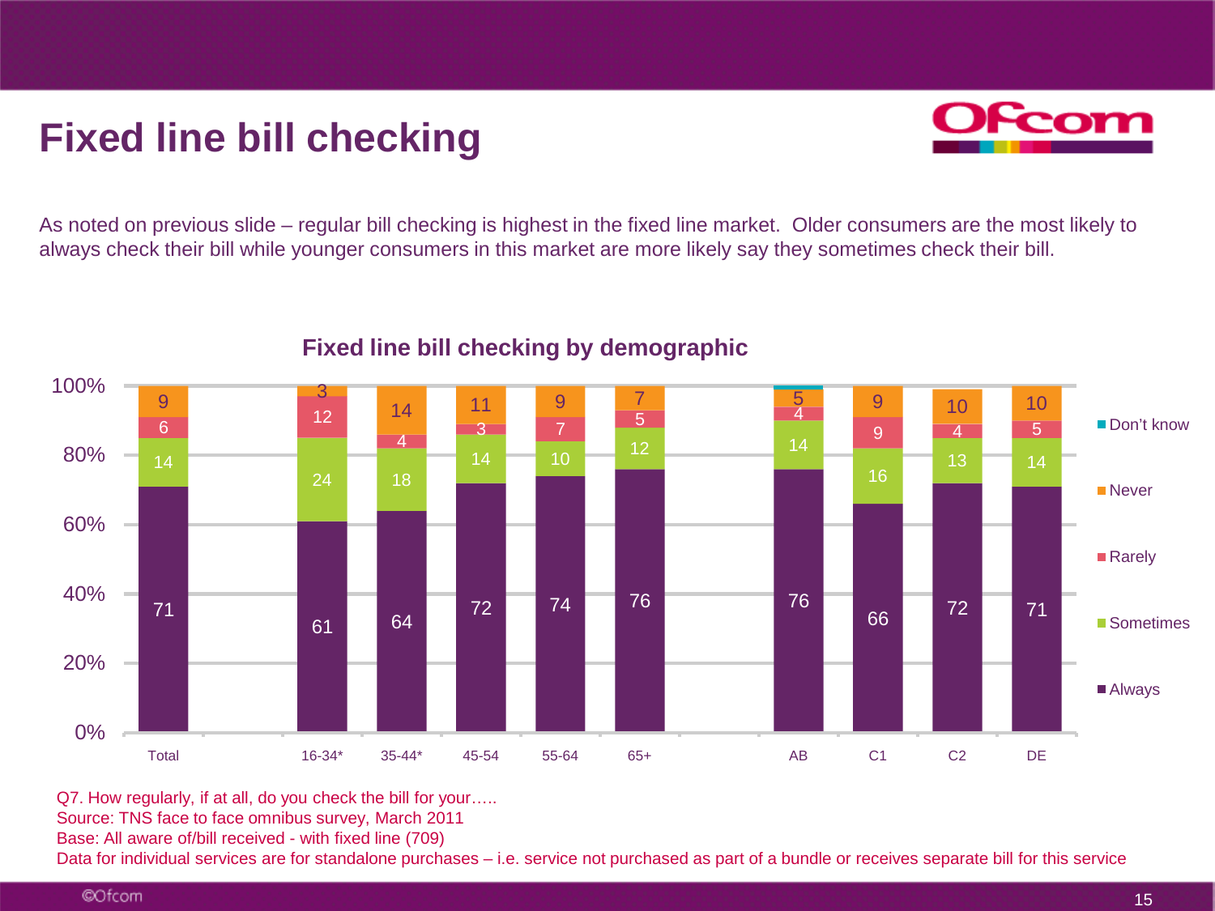# Fixed line bill checking

As noted on previous slide – regular bill checking is highest in the fixed line market. Older consumers are the most likely to always check their bill while younger consumers in this market are more likely say they sometimes check their bill.

## Fixed line bill checking by demographic

| | Always | Sometimes | Rarely | Never | Don't know |
|---|---|---|---|---|---|
| Total | 71 | 14 | 6 | 9 | |
| 16-34* | 61 | 24 | 12 | 3 | |
| 35-44* | 64 | 18 | 4 | 14 | |
| 45-54 | 72 | 14 | 3 | 11 | |
| 55-64 | 74 | 10 | 7 | 9 | |
| 65+ | 76 | 12 | 5 | 7 | |
| AB | 76 | 14 | 4 | 5 | |
| C1 | 66 | 16 | 9 | 9 | |
| C2 | 72 | 13 | 4 | 10 | |
| DE | 71 | 14 | 5 | 10 | |

Q7. How regularly, if at all, do you check the bill for your…..
Source: TNS face to face omnibus survey, March 2011
Base: All aware of/bill received - with fixed line (709)
Data for individual services are for standalone purchases – i.e. service not purchased as part of a bundle or receives separate bill for this service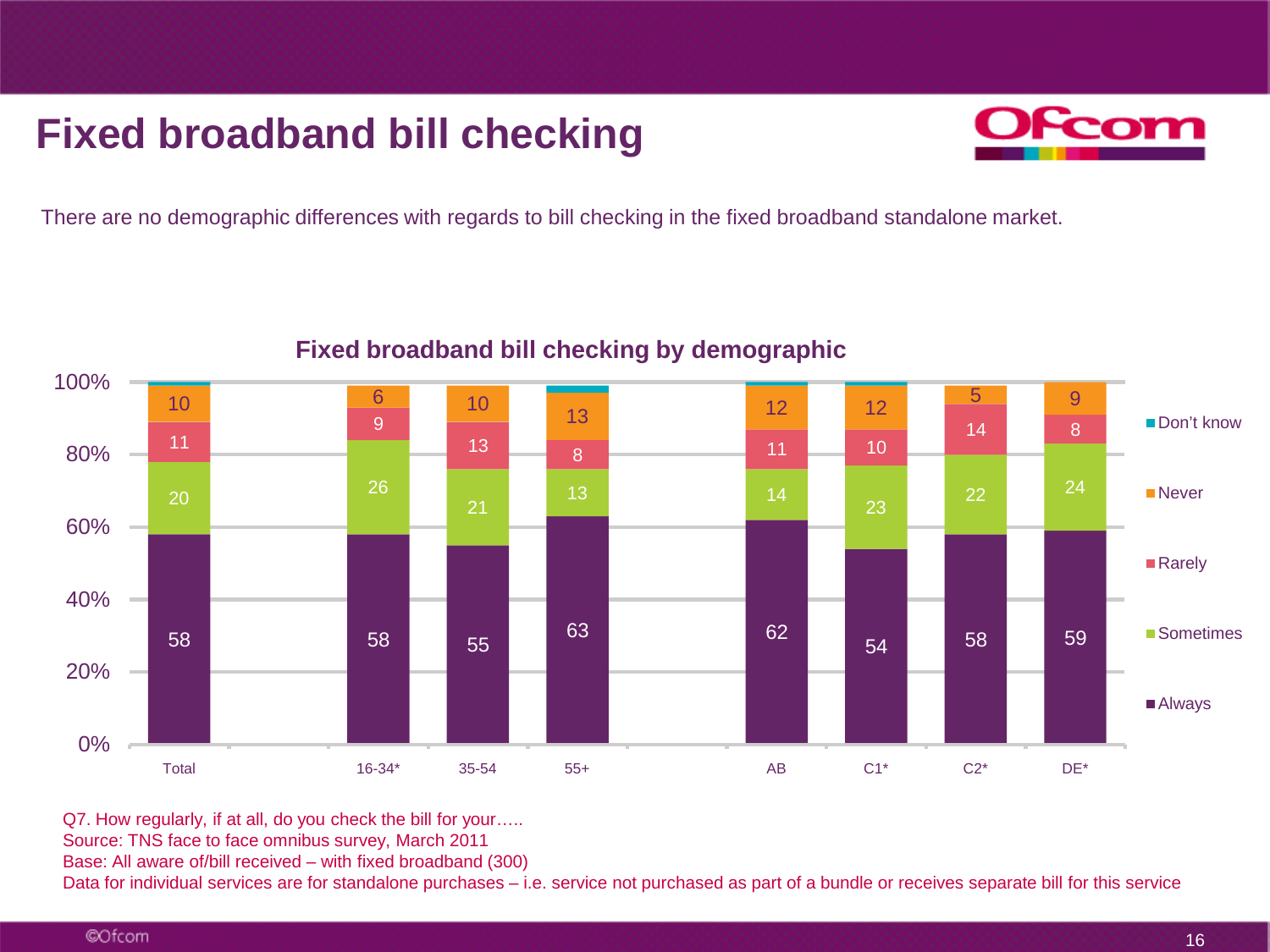# Fixed broadband bill checking

There are no demographic differences with regards to bill checking in the fixed broadband standalone market.

## Fixed broadband bill checking by demographic

| | Total | 16-34* | 35-54 | 55+ | AB | C1* | C2* | DE* |
|---|---|---|---|---|---|---|---|---|
| Always | 58 | 58 | 55 | 63 | 62 | 54 | 58 | 59 |
| Sometimes | 20 | 26 | 21 | 13 | 14 | 23 | 22 | 24 |
| Rarely | 11 | 9 | 13 | 8 | 11 | 10 | 14 | 8 |
| Never | 10 | 6 | 10 | 13 | 12 | 12 | 5 | 9 |
| Don't know | | | | | | | | |

Q7. How regularly, if at all, do you check the bill for your…..
Source: TNS face to face omnibus survey, March 2011
Base: All aware of/bill received – with fixed broadband (300)
Data for individual services are for standalone purchases – i.e. service not purchased as part of a bundle or receives separate bill for this service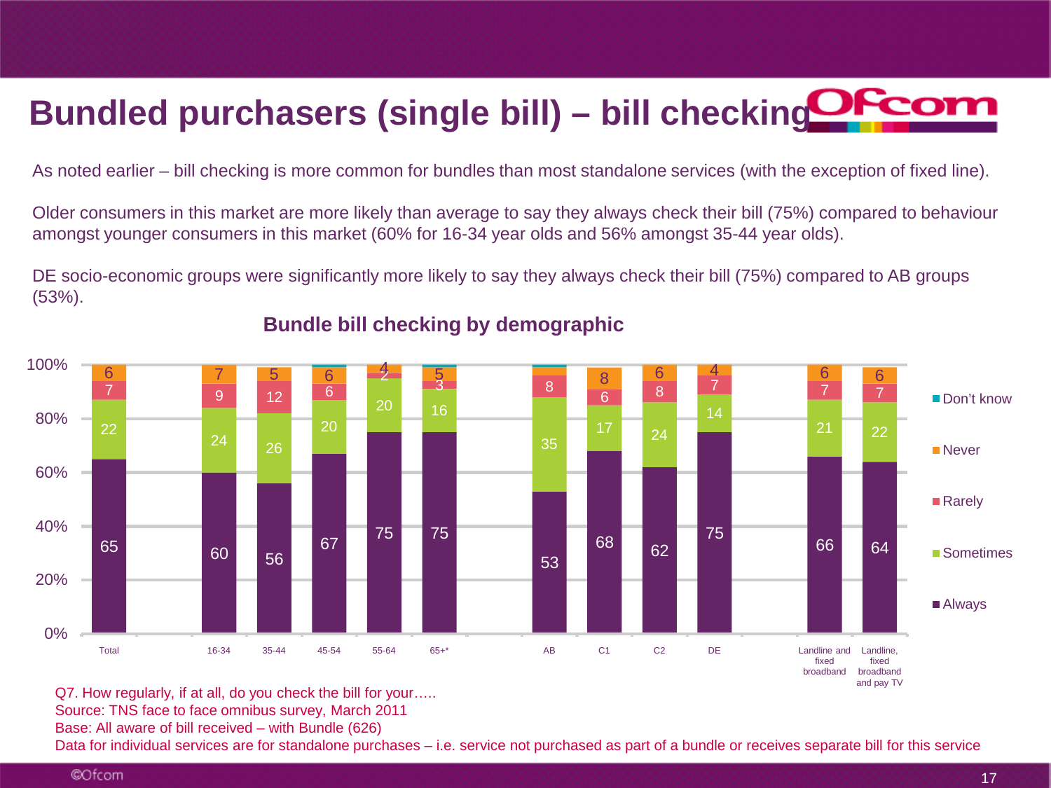# Bundled purchasers (single bill) – bill checking

As noted earlier – bill checking is more common for bundles than most standalone services (with the exception of fixed line).

Older consumers in this market are more likely than average to say they always check their bill (75%) compared to behaviour amongst younger consumers in this market (60% for 16-34 year olds and 56% amongst 35-44 year olds).

DE socio-economic groups were significantly more likely to say they always check their bill (75%) compared to AB groups (53%).

## Bundle bill checking by demographic

| | Always | Sometimes | Rarely | Never | Don't know |
|---|---|---|---|---|---|
| Total | 65 | 22 | 7 | 6 | |
| 16-34 | 60 | 24 | 9 | 7 | |
| 35-44 | 56 | 26 | 12 | 5 | |
| 45-54 | 67 | 20 | 6 | 6 | |
| 55-64 | 75 | 20 | 2 | 4 | |
| 65+* | 75 | 16 | 3 | 5 | |
| AB | 53 | 35 | 8 | | |
| C1 | 68 | 17 | 6 | 8 | |
| C2 | 62 | 24 | 8 | 6 | |
| DE | 75 | 14 | 7 | 4 | |
| Landline and fixed broadband | 66 | 21 | 7 | 6 | |
| Landline, fixed broadband and pay TV | 64 | 22 | 7 | 6 | |

Q7. How regularly, if at all, do you check the bill for your…..
Source: TNS face to face omnibus survey, March 2011
Base: All aware of bill received – with Bundle (626)
Data for individual services are for standalone purchases – i.e. service not purchased as part of a bundle or receives separate bill for this service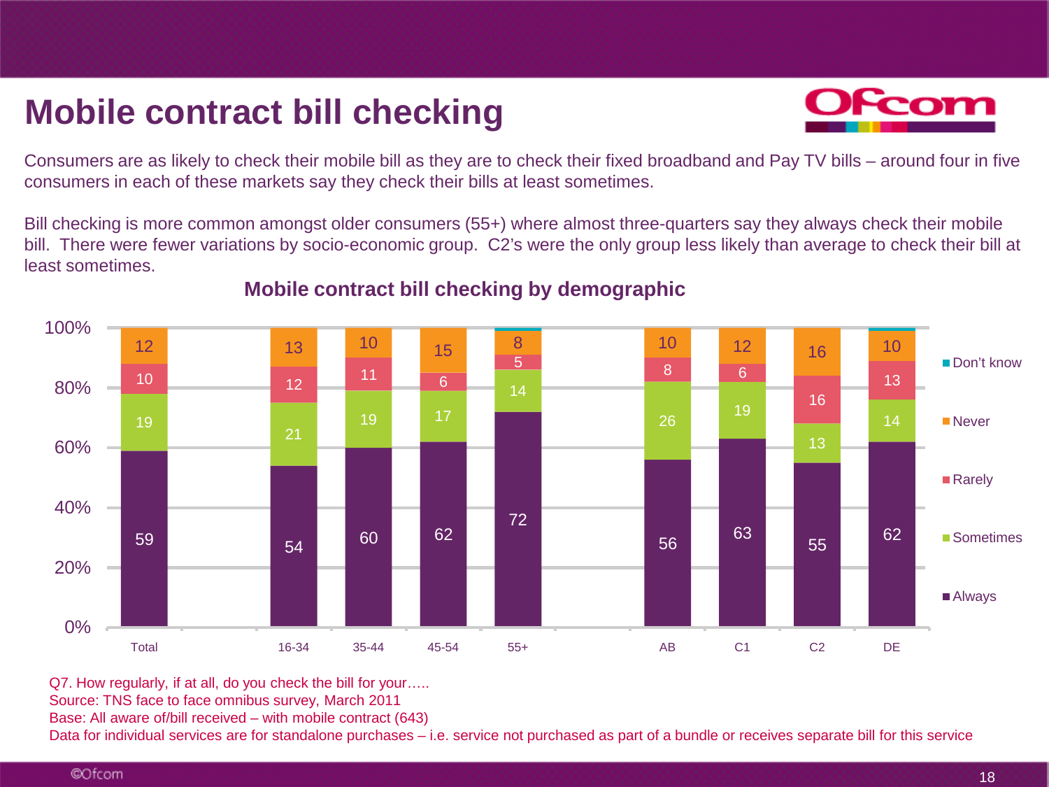# Mobile contract bill checking

Consumers are as likely to check their mobile bill as they are to check their fixed broadband and Pay TV bills – around four in five consumers in each of these markets say they check their bills at least sometimes.

Bill checking is more common amongst older consumers (55+) where almost three-quarters say they always check their mobile bill. There were fewer variations by socio-economic group. C2's were the only group less likely than average to check their bill at least sometimes.

## Mobile contract bill checking by demographic

| | Total | 16-34 | 35-44 | 45-54 | 55+ | AB | C1 | C2 | DE |
|---|---|---|---|---|---|---|---|---|---|
| Always | 59 | 54 | 60 | 62 | 72 | 56 | 63 | 55 | 62 |
| Sometimes | 19 | 21 | 19 | 17 | 14 | 26 | 19 | 13 | 14 |
| Rarely | 10 | 12 | 11 | 6 | 5 | 8 | 6 | 16 | 13 |
| Never | 12 | 13 | 10 | 15 | 8 | 10 | 12 | 16 | 10 |
| Don't know | | | | | | | | | |

Q7. How regularly, if at all, do you check the bill for your…..
Source: TNS face to face omnibus survey, March 2011
Base: All aware of/bill received – with mobile contract (643)
Data for individual services are for standalone purchases – i.e. service not purchased as part of a bundle or receives separate bill for this service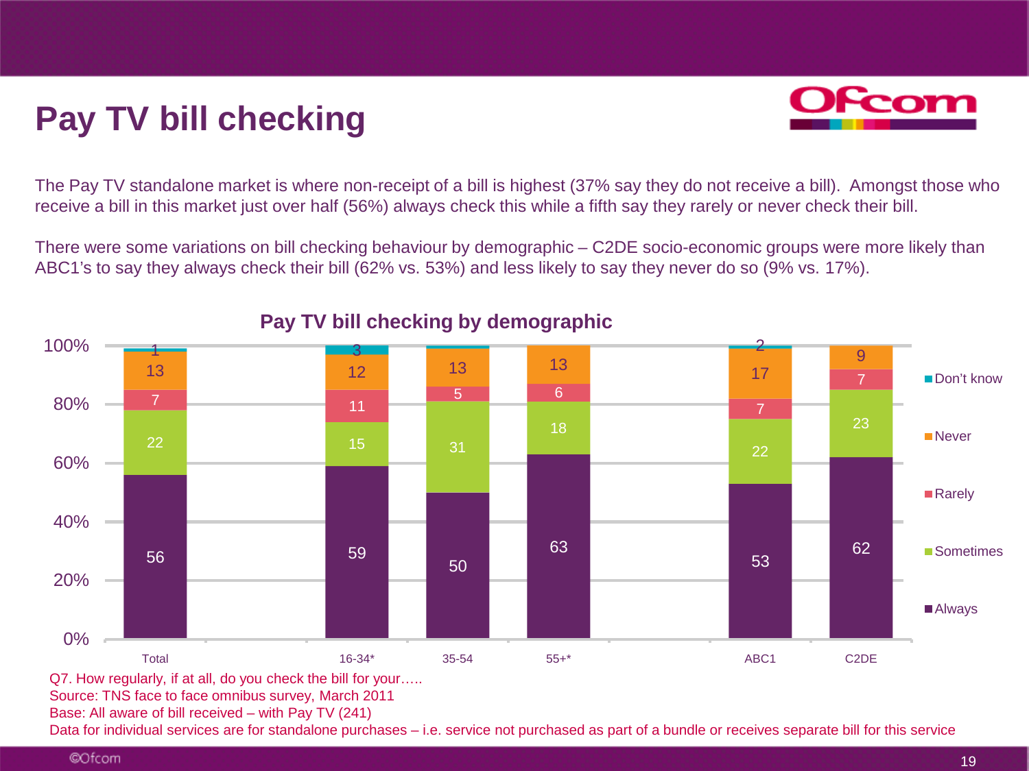# Pay TV bill checking

The Pay TV standalone market is where non-receipt of a bill is highest (37% say they do not receive a bill). Amongst those who receive a bill in this market just over half (56%) always check this while a fifth say they rarely or never check their bill.

There were some variations on bill checking behaviour by demographic – C2DE socio-economic groups were more likely than ABC1's to say they always check their bill (62% vs. 53%) and less likely to say they never do so (9% vs. 17%).

**Pay TV bill checking by demographic**

| | Total | 16-34* | 35-54 | 55+* | ABC1 | C2DE |
|---|---|---|---|---|---|---|
| Don't know | 1 | 3 | | | 2 | |
| Never | 13 | 12 | 13 | 13 | 17 | 9 |
| Rarely | 7 | 11 | 5 | 6 | 7 | 7 |
| Sometimes | 22 | 15 | 31 | 18 | 22 | 23 |
| Always | 56 | 59 | 50 | 63 | 53 | 62 |

Q7. How regularly, if at all, do you check the bill for your…..
Source: TNS face to face omnibus survey, March 2011
Base: All aware of bill received – with Pay TV (241)
Data for individual services are for standalone purchases – i.e. service not purchased as part of a bundle or receives separate bill for this service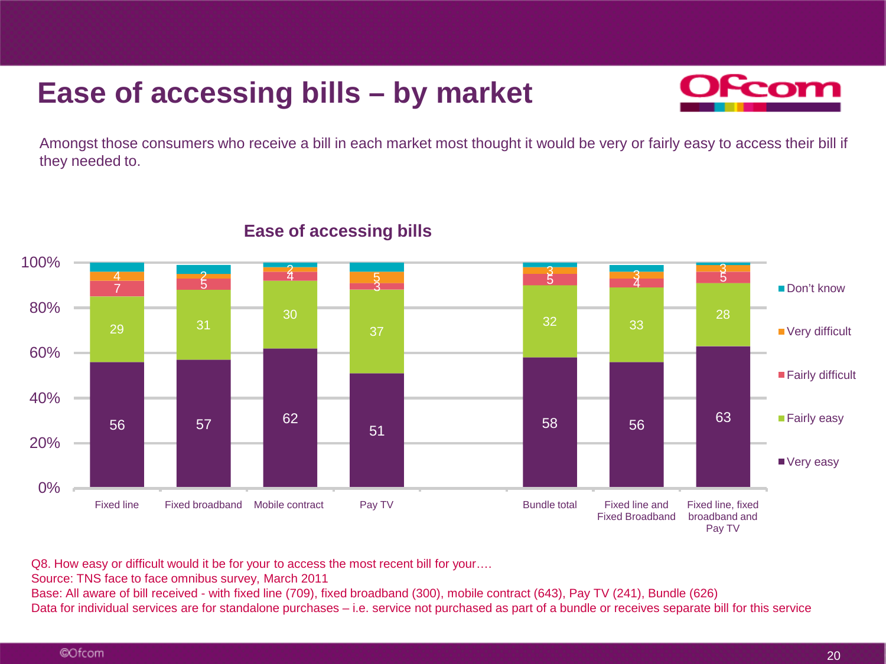# Ease of accessing bills – by market

Amongst those consumers who receive a bill in each market most thought it would be very or fairly easy to access their bill if they needed to.

## Ease of accessing bills

| | Fixed line | Fixed broadband | Mobile contract | Pay TV | Bundle total | Fixed line and Fixed Broadband | Fixed line, fixed broadband and Pay TV |
|---|---|---|---|---|---|---|---|
| Very easy | 56 | 57 | 62 | 51 | 58 | 56 | 63 |
| Fairly easy | 29 | 31 | 30 | 37 | 32 | 33 | 28 |
| Fairly difficult | 7 | 5 | 4 | 3 | 5 | 4 | 5 |
| Very difficult | 4 | 2 | 2 | 5 | 3 | 3 | 3 |
| Don't know | | | | | | | |

Q8. How easy or difficult would it be for your to access the most recent bill for your….
Source: TNS face to face omnibus survey, March 2011
Base: All aware of bill received - with fixed line (709), fixed broadband (300), mobile contract (643), Pay TV (241), Bundle (626)
Data for individual services are for standalone purchases – i.e. service not purchased as part of a bundle or receives separate bill for this service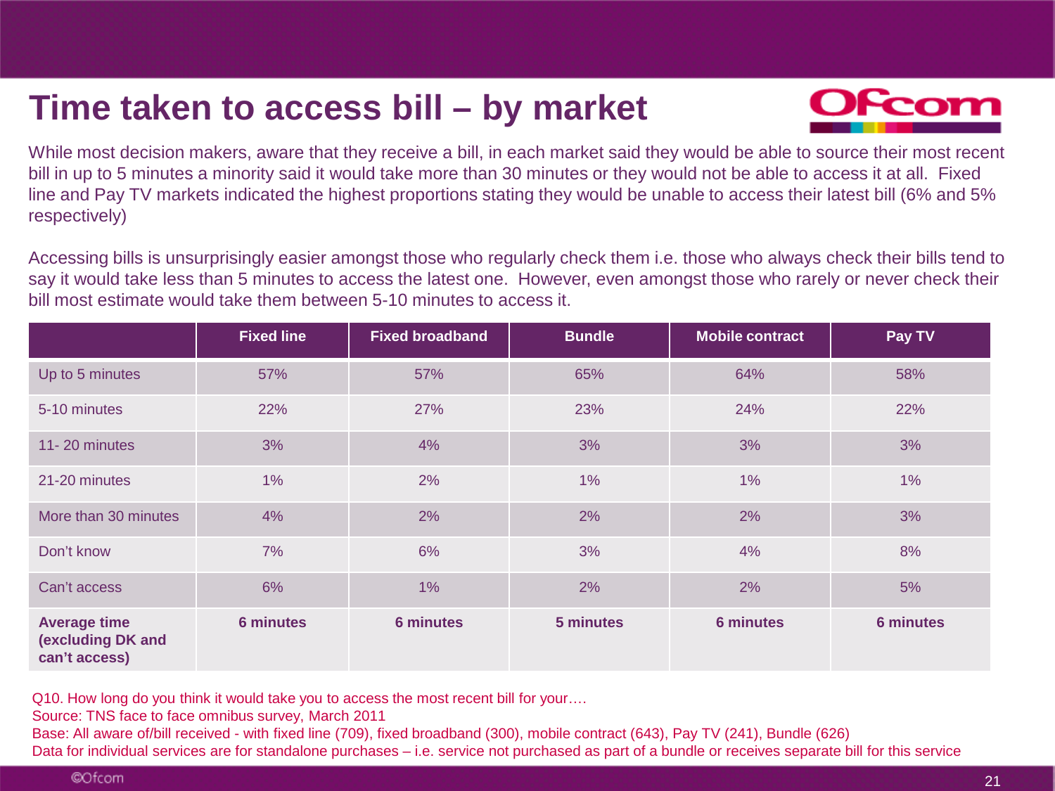# Time taken to access bill – by market

While most decision makers, aware that they receive a bill, in each market said they would be able to source their most recent bill in up to 5 minutes a minority said it would take more than 30 minutes or they would not be able to access it at all. Fixed line and Pay TV markets indicated the highest proportions stating they would be unable to access their latest bill (6% and 5% respectively)

Accessing bills is unsurprisingly easier amongst those who regularly check them i.e. those who always check their bills tend to say it would take less than 5 minutes to access the latest one. However, even amongst those who rarely or never check their bill most estimate would take them between 5-10 minutes to access it.

| | Fixed line | Fixed broadband | Bundle | Mobile contract | Pay TV |
|---|---|---|---|---|---|
| Up to 5 minutes | 57% | 57% | 65% | 64% | 58% |
| 5-10 minutes | 22% | 27% | 23% | 24% | 22% |
| 11- 20 minutes | 3% | 4% | 3% | 3% | 3% |
| 21-20 minutes | 1% | 2% | 1% | 1% | 1% |
| More than 30 minutes | 4% | 2% | 2% | 2% | 3% |
| Don't know | 7% | 6% | 3% | 4% | 8% |
| Can't access | 6% | 1% | 2% | 2% | 5% |
| **Average time (excluding DK and can't access)** | **6 minutes** | **6 minutes** | **5 minutes** | **6 minutes** | **6 minutes** |

Q10. How long do you think it would take you to access the most recent bill for your….
Source: TNS face to face omnibus survey, March 2011
Base: All aware of/bill received - with fixed line (709), fixed broadband (300), mobile contract (643), Pay TV (241), Bundle (626)
Data for individual services are for standalone purchases – i.e. service not purchased as part of a bundle or receives separate bill for this service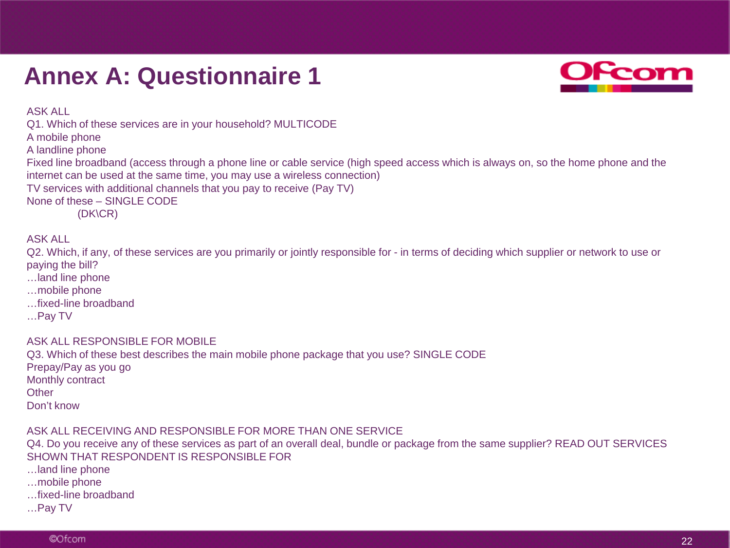# Annex A: Questionnaire 1

ASK ALL
Q1. Which of these services are in your household? MULTICODE
A mobile phone
A landline phone
Fixed line broadband (access through a phone line or cable service (high speed access which is always on, so the home phone and the internet can be used at the same time, you may use a wireless connection)
TV services with additional channels that you pay to receive (Pay TV)
None of these – SINGLE CODE
(DK\CR)

ASK ALL
Q2. Which, if any, of these services are you primarily or jointly responsible for - in terms of deciding which supplier or network to use or paying the bill?
…land line phone
…mobile phone
…fixed-line broadband
…Pay TV

ASK ALL RESPONSIBLE FOR MOBILE
Q3. Which of these best describes the main mobile phone package that you use? SINGLE CODE
Prepay/Pay as you go
Monthly contract
Other
Don't know

ASK ALL RECEIVING AND RESPONSIBLE FOR MORE THAN ONE SERVICE
Q4. Do you receive any of these services as part of an overall deal, bundle or package from the same supplier? READ OUT SERVICES SHOWN THAT RESPONDENT IS RESPONSIBLE FOR
…land line phone
…mobile phone
…fixed-line broadband
…Pay TV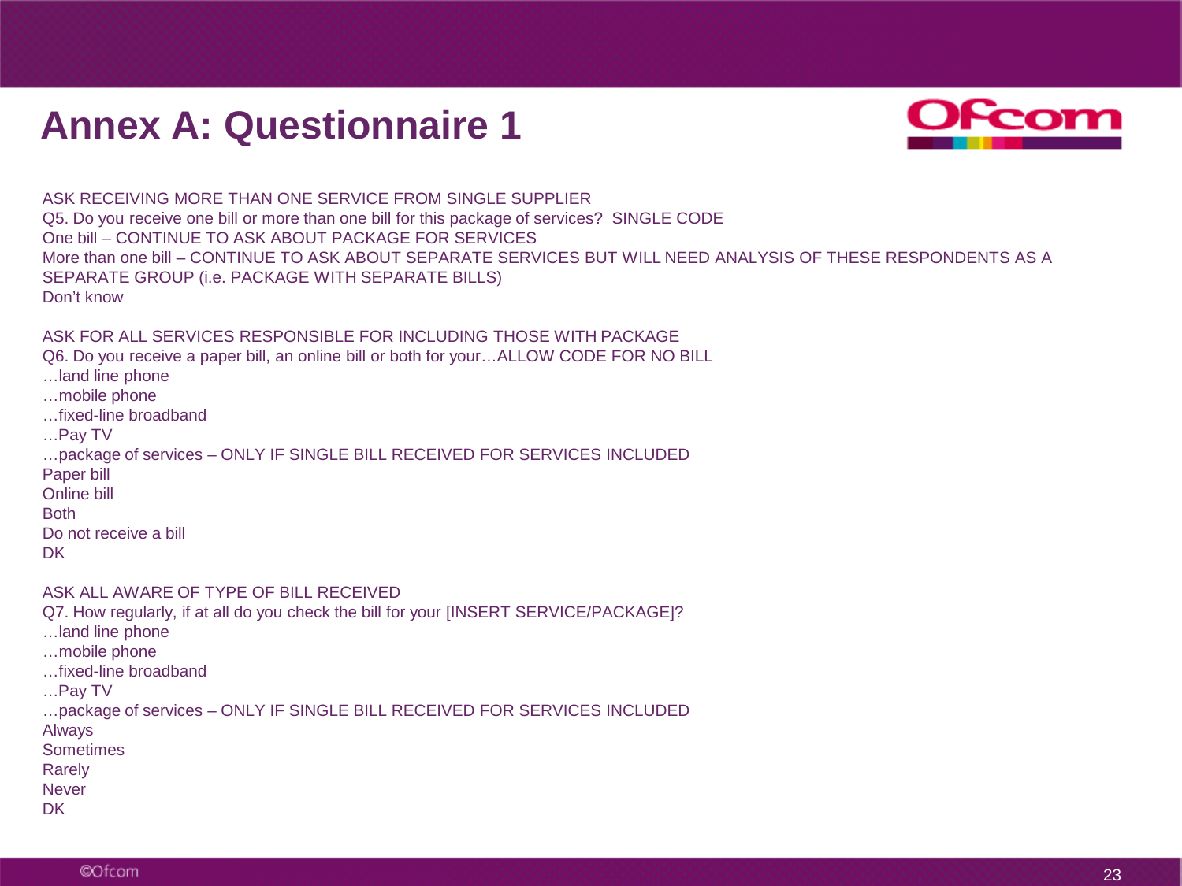# Annex A: Questionnaire 1

ASK RECEIVING MORE THAN ONE SERVICE FROM SINGLE SUPPLIER
Q5. Do you receive one bill or more than one bill for this package of services? SINGLE CODE
One bill – CONTINUE TO ASK ABOUT PACKAGE FOR SERVICES
More than one bill – CONTINUE TO ASK ABOUT SEPARATE SERVICES BUT WILL NEED ANALYSIS OF THESE RESPONDENTS AS A SEPARATE GROUP (i.e. PACKAGE WITH SEPARATE BILLS)
Don't know

ASK FOR ALL SERVICES RESPONSIBLE FOR INCLUDING THOSE WITH PACKAGE
Q6. Do you receive a paper bill, an online bill or both for your…ALLOW CODE FOR NO BILL
…land line phone
…mobile phone
…fixed-line broadband
…Pay TV
…package of services – ONLY IF SINGLE BILL RECEIVED FOR SERVICES INCLUDED
Paper bill
Online bill
Both
Do not receive a bill
DK

ASK ALL AWARE OF TYPE OF BILL RECEIVED
Q7. How regularly, if at all do you check the bill for your [INSERT SERVICE/PACKAGE]?
…land line phone
…mobile phone
…fixed-line broadband
…Pay TV
…package of services – ONLY IF SINGLE BILL RECEIVED FOR SERVICES INCLUDED
Always
Sometimes
Rarely
Never
DK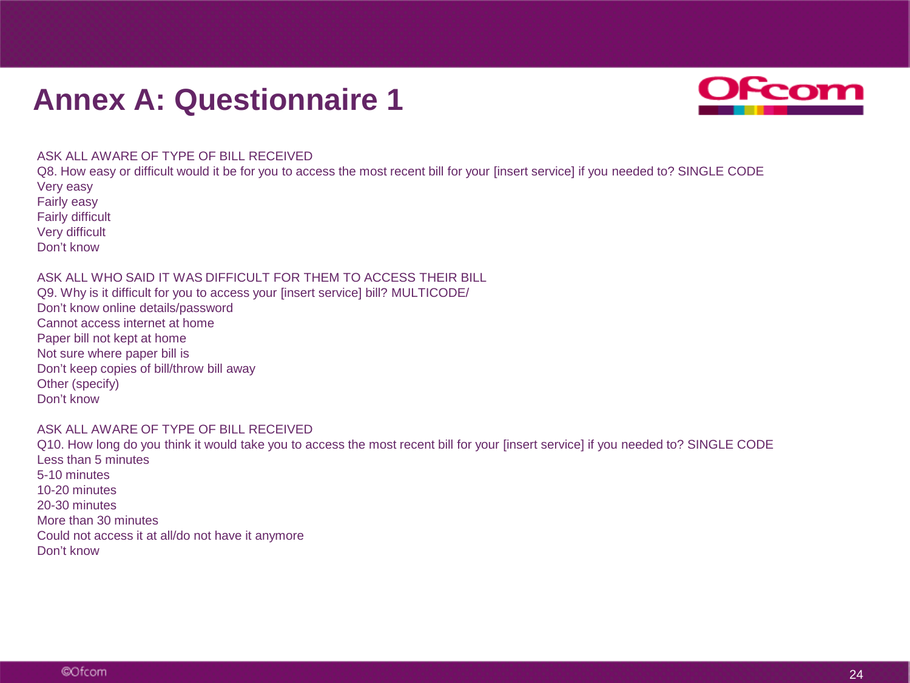# Annex A: Questionnaire 1

ASK ALL AWARE OF TYPE OF BILL RECEIVED
Q8. How easy or difficult would it be for you to access the most recent bill for your [insert service] if you needed to? SINGLE CODE
Very easy
Fairly easy
Fairly difficult
Very difficult
Don't know

ASK ALL WHO SAID IT WAS DIFFICULT FOR THEM TO ACCESS THEIR BILL
Q9. Why is it difficult for you to access your [insert service] bill? MULTICODE/
Don't know online details/password
Cannot access internet at home
Paper bill not kept at home
Not sure where paper bill is
Don't keep copies of bill/throw bill away
Other (specify)
Don't know

ASK ALL AWARE OF TYPE OF BILL RECEIVED
Q10. How long do you think it would take you to access the most recent bill for your [insert service] if you needed to? SINGLE CODE
Less than 5 minutes
5-10 minutes
10-20 minutes
20-30 minutes
More than 30 minutes
Could not access it at all/do not have it anymore
Don't know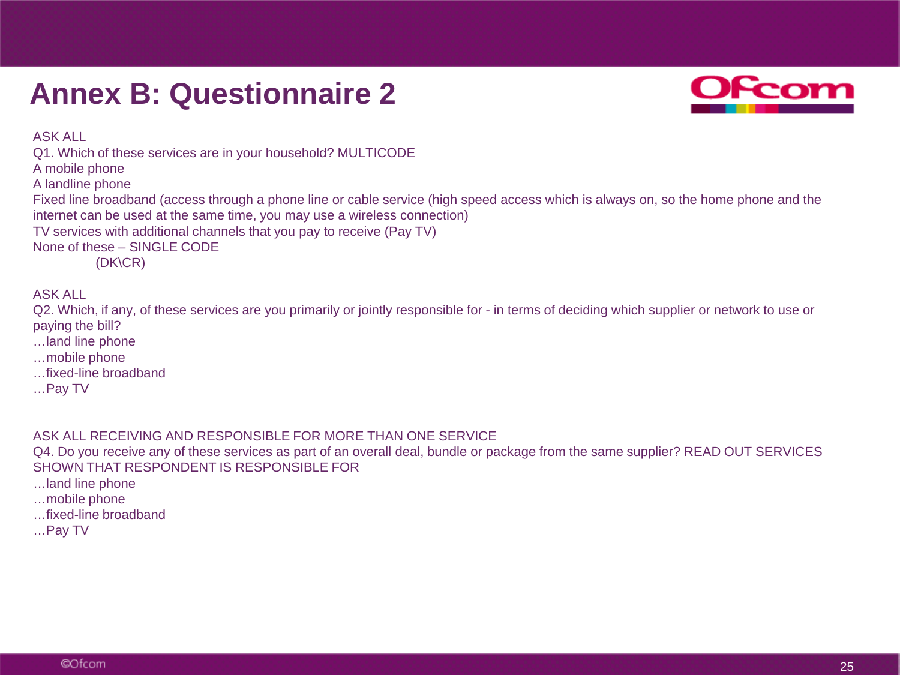# Annex B: Questionnaire 2

ASK ALL

Q1. Which of these services are in your household? MULTICODE

A mobile phone

A landline phone

Fixed line broadband (access through a phone line or cable service (high speed access which is always on, so the home phone and the internet can be used at the same time, you may use a wireless connection)

TV services with additional channels that you pay to receive (Pay TV)

None of these – SINGLE CODE

(DK\CR)

ASK ALL

Q2. Which, if any, of these services are you primarily or jointly responsible for - in terms of deciding which supplier or network to use or paying the bill?

…land line phone

…mobile phone

…fixed-line broadband

…Pay TV

ASK ALL RECEIVING AND RESPONSIBLE FOR MORE THAN ONE SERVICE

Q4. Do you receive any of these services as part of an overall deal, bundle or package from the same supplier? READ OUT SERVICES SHOWN THAT RESPONDENT IS RESPONSIBLE FOR

…land line phone

…mobile phone

…fixed-line broadband

…Pay TV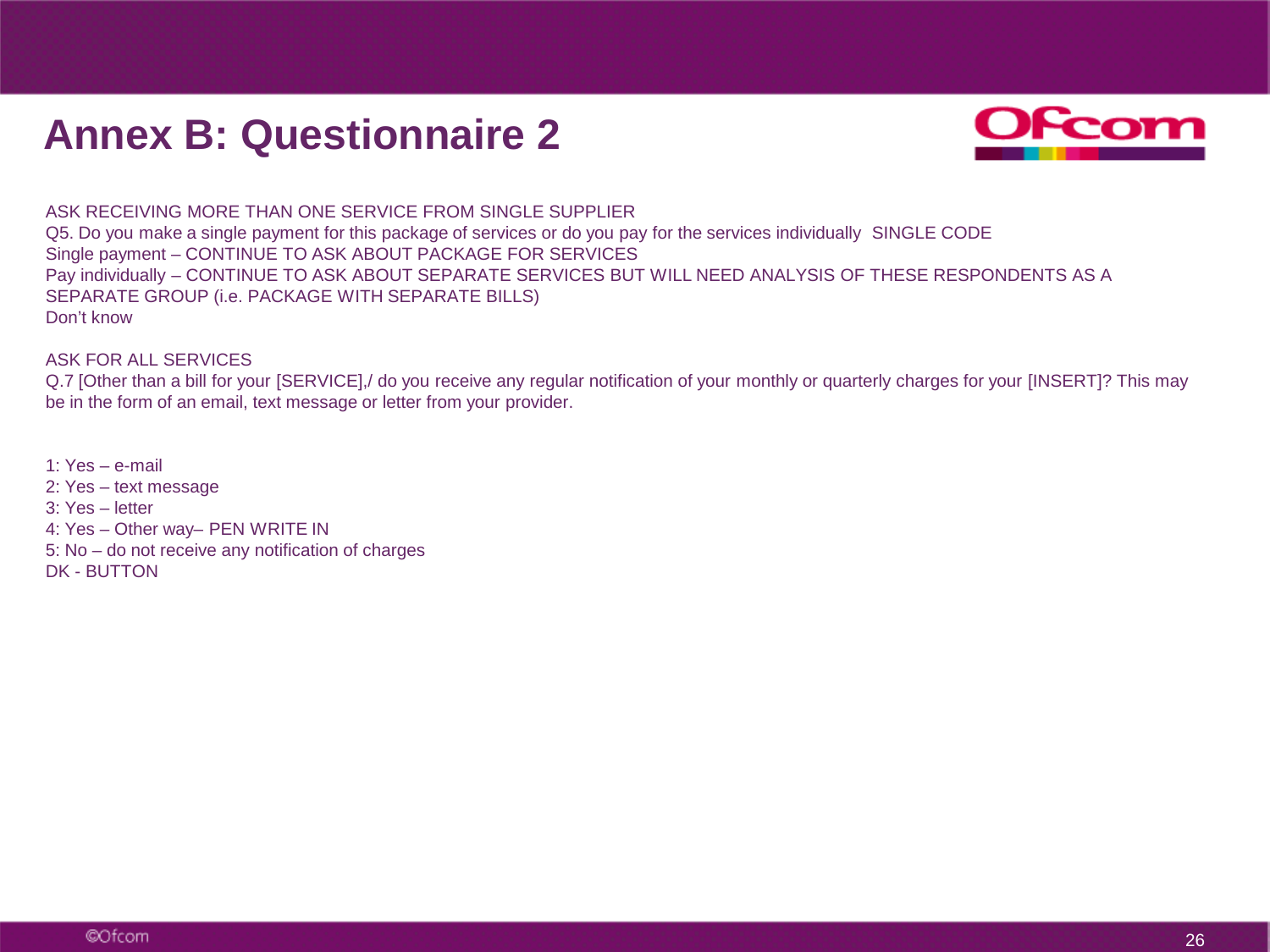# Annex B: Questionnaire 2

ASK RECEIVING MORE THAN ONE SERVICE FROM SINGLE SUPPLIER
Q5. Do you make a single payment for this package of services or do you pay for the services individually SINGLE CODE
Single payment – CONTINUE TO ASK ABOUT PACKAGE FOR SERVICES
Pay individually – CONTINUE TO ASK ABOUT SEPARATE SERVICES BUT WILL NEED ANALYSIS OF THESE RESPONDENTS AS A SEPARATE GROUP (i.e. PACKAGE WITH SEPARATE BILLS)
Don't know

ASK FOR ALL SERVICES
Q.7 [Other than a bill for your [SERVICE],/ do you receive any regular notification of your monthly or quarterly charges for your [INSERT]? This may be in the form of an email, text message or letter from your provider.

1: Yes – e-mail
2: Yes – text message
3: Yes – letter
4: Yes – Other way– PEN WRITE IN
5: No – do not receive any notification of charges
DK - BUTTON